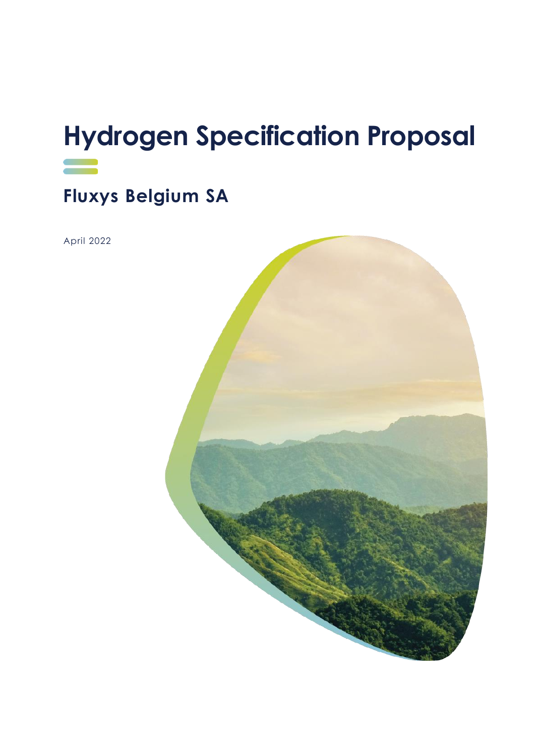# Hydrogen Specification Proposal

## Fluxys Belgium SA

April 2022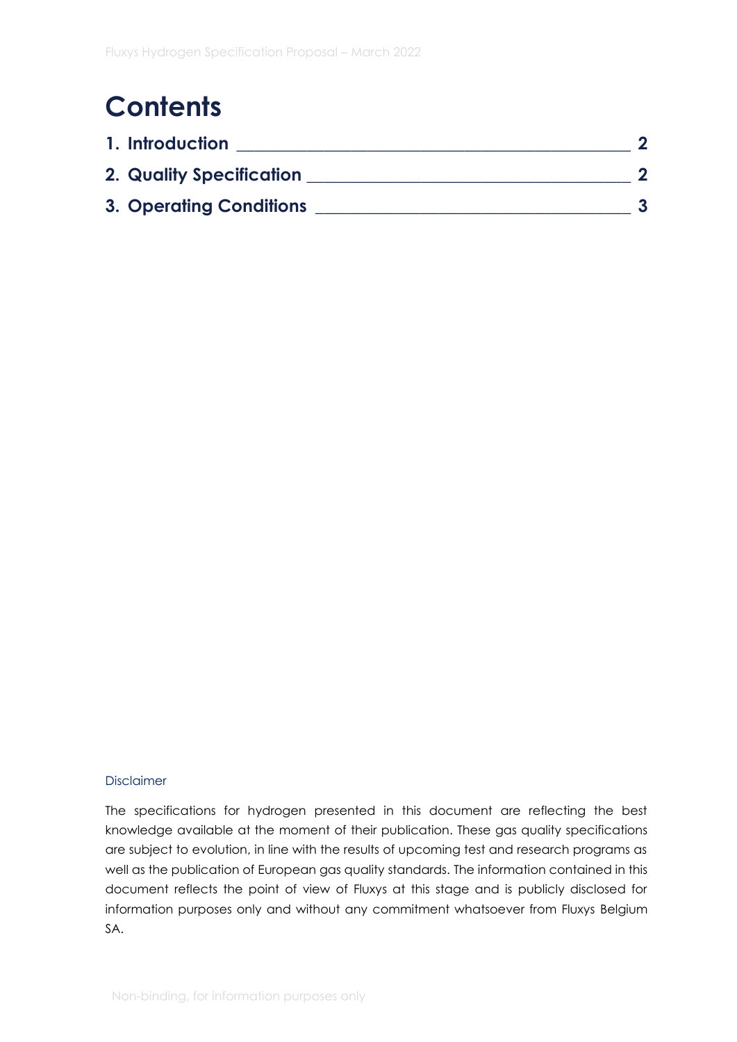# Contents

**1. Introduction** ______________________________________________ **2**

**2. Quality Specification** ______________________________________ **2**

**3. Operating Conditions** _______________________________________ **3**

Disclaimer

The specifications for hydrogen presented in this document are reflecting the best knowledge available at the moment of their publication. These gas quality specifications are subject to evolution, in line with the results of upcoming test and research programs as well as the publication of European gas quality standards. The information contained in this document reflects the point of view of Fluxys at this stage and is publicly disclosed for information purposes only and without any commitment whatsoever from Fluxys Belgium SA.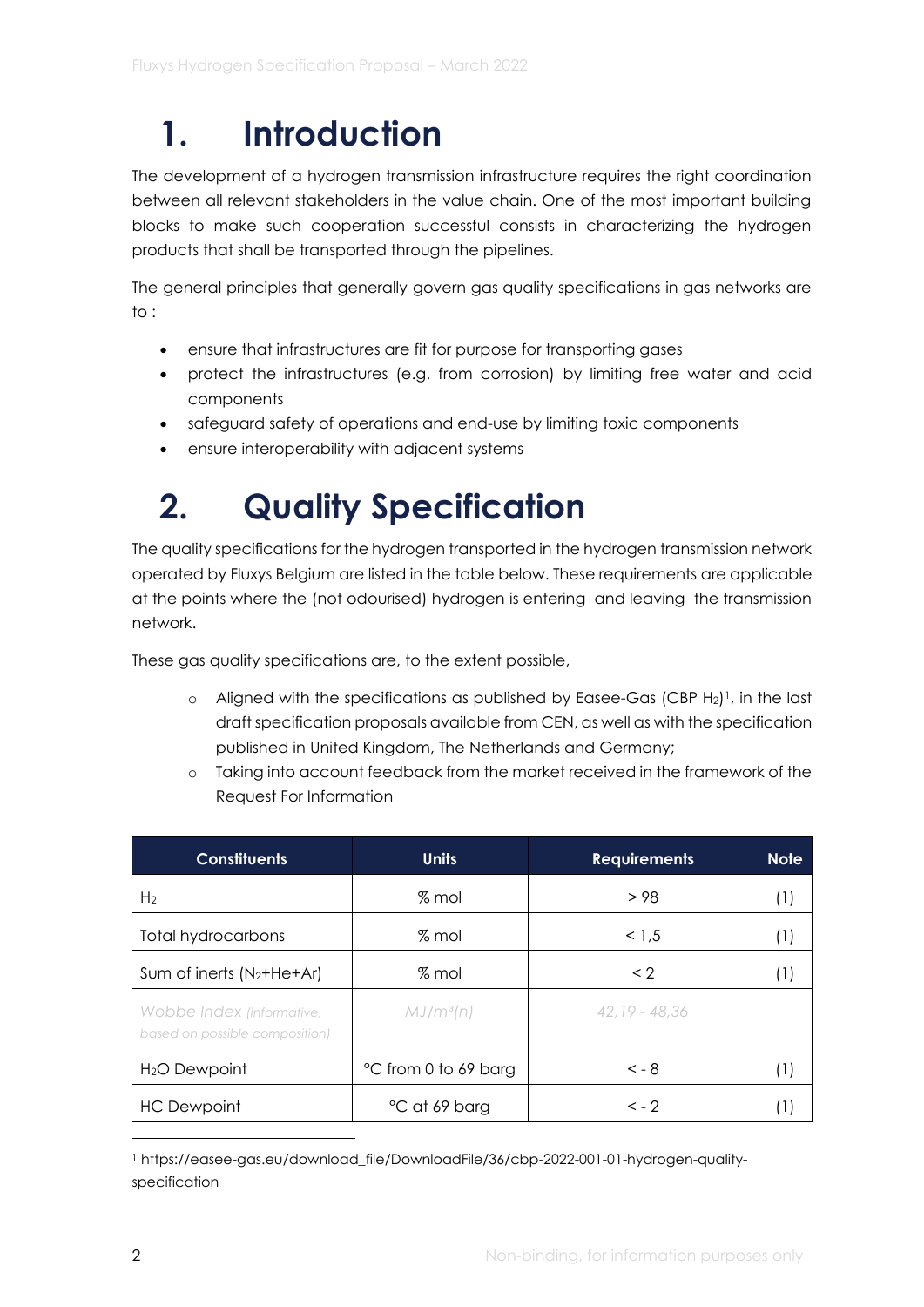# 1. Introduction

The development of a hydrogen transmission infrastructure requires the right coordination between all relevant stakeholders in the value chain. One of the most important building blocks to make such cooperation successful consists in characterizing the hydrogen products that shall be transported through the pipelines.

The general principles that generally govern gas quality specifications in gas networks are to :

- ensure that infrastructures are fit for purpose for transporting gases
- protect the infrastructures (e.g. from corrosion) by limiting free water and acid components
- safeguard safety of operations and end-use by limiting toxic components
- ensure interoperability with adjacent systems

# 2. Quality Specification

The quality specifications for the hydrogen transported in the hydrogen transmission network operated by Fluxys Belgium are listed in the table below. These requirements are applicable at the points where the (not odourised) hydrogen is entering and leaving the transmission network.

These gas quality specifications are, to the extent possible,

- Aligned with the specifications as published by Easee-Gas (CBP $H_2$)[1], in the last draft specification proposals available from CEN, as well as with the specification published in United Kingdom, The Netherlands and Germany;
- Taking into account feedback from the market received in the framework of the Request For Information

| Constituents | Units | Requirements | Note |
|---|---|---|---|
| $H_2$ | % mol | > 98 | (1) |
| Total hydrocarbons | % mol | < 1,5 | (1) |
| Sum of inerts ($N_2$+He+Ar) | % mol | < 2 | (1) |
| *Wobbe Index (informative, based on possible composition)* | *MJ/m³(n)* | *42,19 - 48,36* | |
| $H_2O$ Dewpoint | °C from 0 to 69 barg | < - 8 | (1) |
| HC Dewpoint | °C at 69 barg | < - 2 | (1) |

[1] https://easee-gas.eu/download_file/DownloadFile/36/cbp-2022-001-01-hydrogen-quality-specification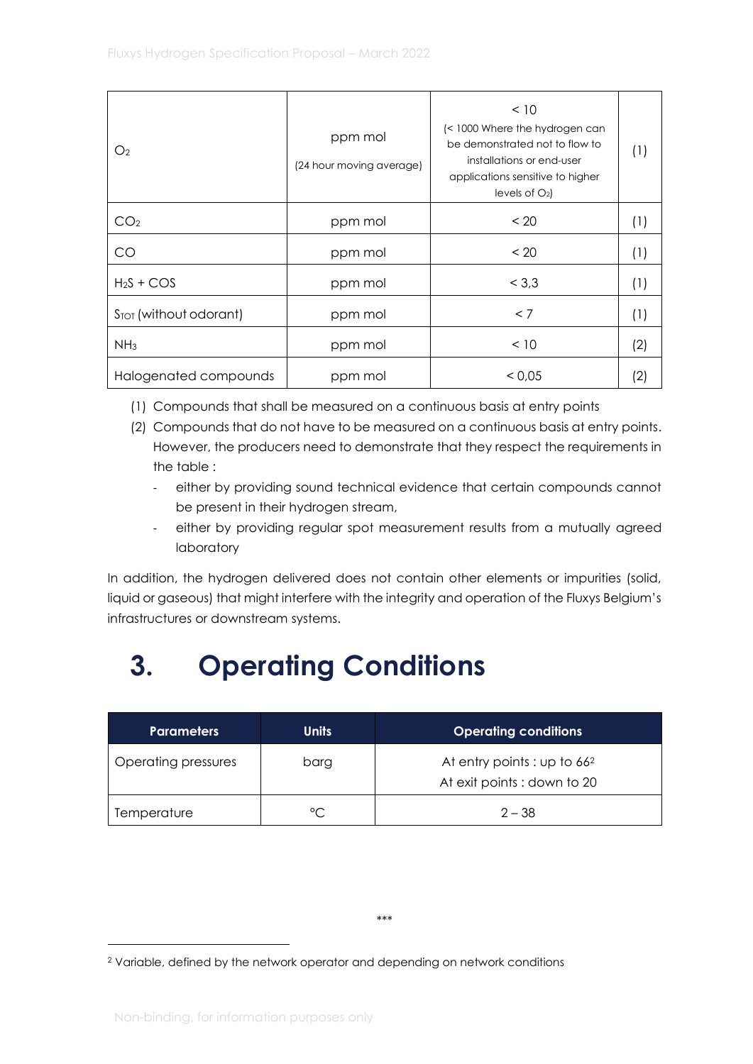| | | | |
|---|---|---|---|
| $O_2$ | ppm mol (24 hour moving average) | < 10 (< 1000 Where the hydrogen can be demonstrated not to flow to installations or end-user applications sensitive to higher levels of $O_2$) | (1) |
| $CO_2$ | ppm mol | < 20 | (1) |
| CO | ppm mol | < 20 | (1) |
| $H_2S$ + COS | ppm mol | < 3,3 | (1) |
| $S_{TOT}$ (without odorant) | ppm mol | < 7 | (1) |
| $NH_3$ | ppm mol | < 10 | (2) |
| Halogenated compounds | ppm mol | < 0,05 | (2) |

(1) Compounds that shall be measured on a continuous basis at entry points

(2) Compounds that do not have to be measured on a continuous basis at entry points. However, the producers need to demonstrate that they respect the requirements in the table :

- either by providing sound technical evidence that certain compounds cannot be present in their hydrogen stream,
- either by providing regular spot measurement results from a mutually agreed laboratory

In addition, the hydrogen delivered does not contain other elements or impurities (solid, liquid or gaseous) that might interfere with the integrity and operation of the Fluxys Belgium's infrastructures or downstream systems.

# 3. Operating Conditions

| Parameters | Units | Operating conditions |
|---|---|---|
| Operating pressures | barg | At entry points : up to 66[2]<br>At exit points : down to 20 |
| Temperature | °C | 2 – 38 |

***

[2] Variable, defined by the network operator and depending on network conditions

Non-binding, for information purposes only